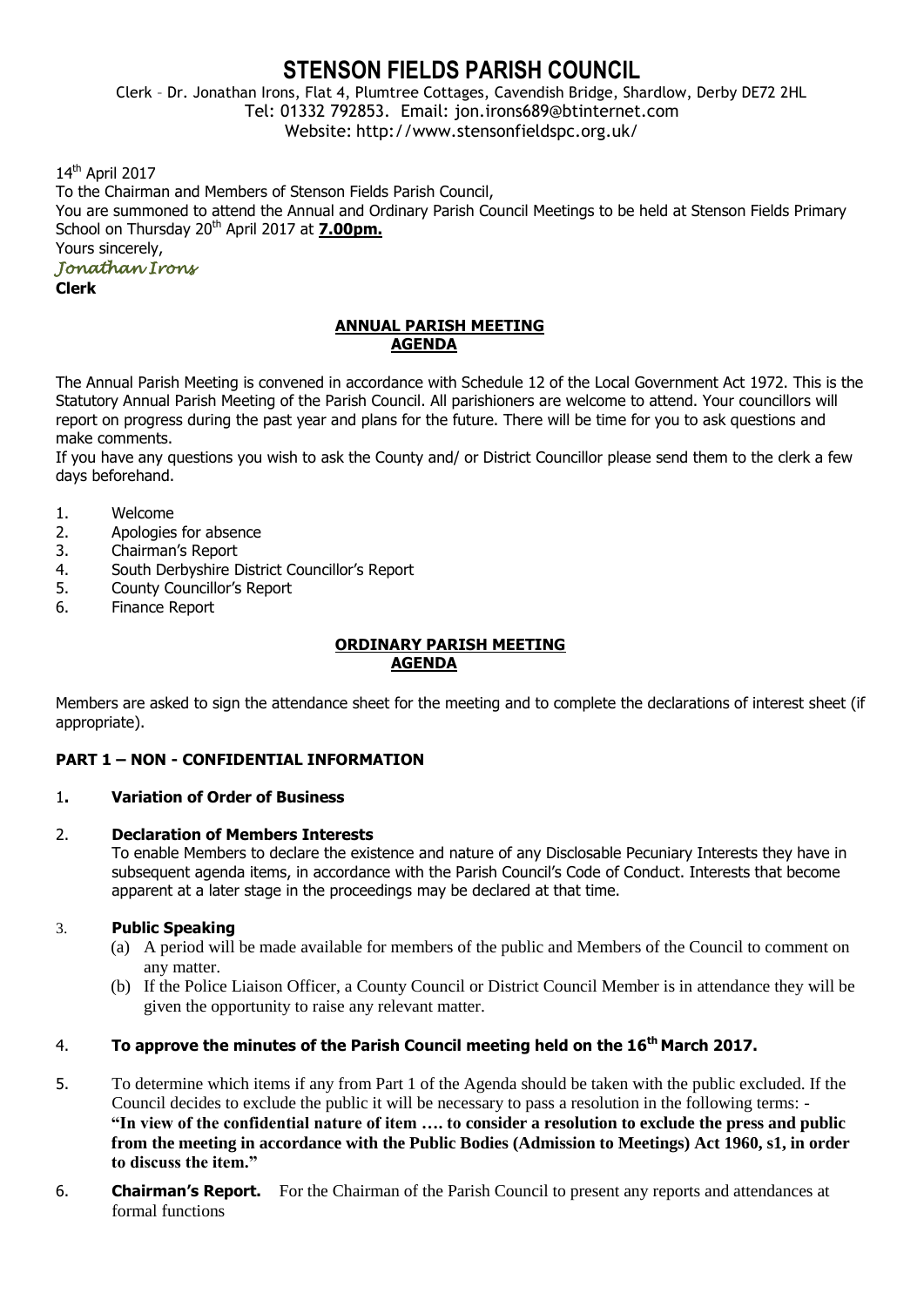# STENSON FIELDS PARISH COUNCIL

Clerk – Dr. Jonathan Irons, Flat 4, Plumtree Cottages, Cavendish Bridge, Shardlow, Derby DE72 2HL
Tel: 01332 792853. Email: jon.irons689@btinternet.com
Website: http://www.stensonfieldspc.org.uk/

14th April 2017

To the Chairman and Members of Stenson Fields Parish Council,

You are summoned to attend the Annual and Ordinary Parish Council Meetings to be held at Stenson Fields Primary School on Thursday 20th April 2017 at **7.00pm.**

Yours sincerely,

*Jonathan Irons*

**Clerk**

## ANNUAL PARISH MEETING AGENDA

The Annual Parish Meeting is convened in accordance with Schedule 12 of the Local Government Act 1972. This is the Statutory Annual Parish Meeting of the Parish Council. All parishioners are welcome to attend. Your councillors will report on progress during the past year and plans for the future. There will be time for you to ask questions and make comments.

If you have any questions you wish to ask the County and/ or District Councillor please send them to the clerk a few days beforehand.

1. Welcome
2. Apologies for absence
3. Chairman's Report
4. South Derbyshire District Councillor's Report
5. County Councillor's Report
6. Finance Report

## ORDINARY PARISH MEETING AGENDA

Members are asked to sign the attendance sheet for the meeting and to complete the declarations of interest sheet (if appropriate).

### PART 1 – NON - CONFIDENTIAL INFORMATION

1. **Variation of Order of Business**

2. **Declaration of Members Interests**

   To enable Members to declare the existence and nature of any Disclosable Pecuniary Interests they have in subsequent agenda items, in accordance with the Parish Council's Code of Conduct. Interests that become apparent at a later stage in the proceedings may be declared at that time.

3. **Public Speaking**
   (a) A period will be made available for members of the public and Members of the Council to comment on any matter.
   (b) If the Police Liaison Officer, a County Council or District Council Member is in attendance they will be given the opportunity to raise any relevant matter.

4. **To approve the minutes of the Parish Council meeting held on the 16th March 2017.**

5. To determine which items if any from Part 1 of the Agenda should be taken with the public excluded. If the Council decides to exclude the public it will be necessary to pass a resolution in the following terms: - **"In view of the confidential nature of item …. to consider a resolution to exclude the press and public from the meeting in accordance with the Public Bodies (Admission to Meetings) Act 1960, s1, in order to discuss the item."**

6. **Chairman's Report.** For the Chairman of the Parish Council to present any reports and attendances at formal functions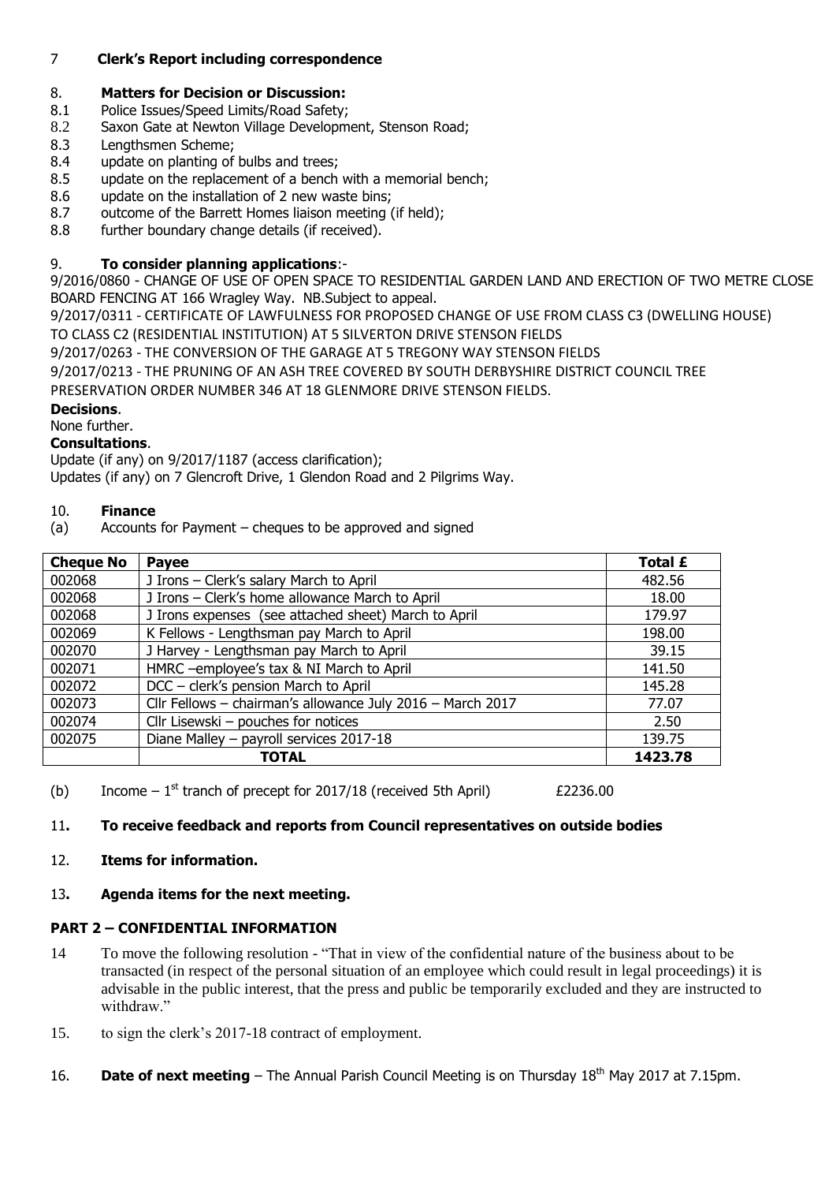7 **Clerk's Report including correspondence**

8. **Matters for Decision or Discussion:**

8.1 Police Issues/Speed Limits/Road Safety;
8.2 Saxon Gate at Newton Village Development, Stenson Road;
8.3 Lengthsmen Scheme;
8.4 update on planting of bulbs and trees;
8.5 update on the replacement of a bench with a memorial bench;
8.6 update on the installation of 2 new waste bins;
8.7 outcome of the Barrett Homes liaison meeting (if held);
8.8 further boundary change details (if received).

9. **To consider planning applications**:-

9/2016/0860 - CHANGE OF USE OF OPEN SPACE TO RESIDENTIAL GARDEN LAND AND ERECTION OF TWO METRE CLOSE BOARD FENCING AT 166 Wragley Way. NB.Subject to appeal.
9/2017/0311 - CERTIFICATE OF LAWFULNESS FOR PROPOSED CHANGE OF USE FROM CLASS C3 (DWELLING HOUSE) TO CLASS C2 (RESIDENTIAL INSTITUTION) AT 5 SILVERTON DRIVE STENSON FIELDS
9/2017/0263 - THE CONVERSION OF THE GARAGE AT 5 TREGONY WAY STENSON FIELDS
9/2017/0213 - THE PRUNING OF AN ASH TREE COVERED BY SOUTH DERBYSHIRE DISTRICT COUNCIL TREE PRESERVATION ORDER NUMBER 346 AT 18 GLENMORE DRIVE STENSON FIELDS.

**Decisions**.
None further.

**Consultations**.
Update (if any) on 9/2017/1187 (access clarification);
Updates (if any) on 7 Glencroft Drive, 1 Glendon Road and 2 Pilgrims Way.

10. **Finance**

(a) Accounts for Payment – cheques to be approved and signed

| Cheque No | Payee | Total £ |
|---|---|---|
| 002068 | J Irons – Clerk's salary March to April | 482.56 |
| 002068 | J Irons – Clerk's home allowance March to April | 18.00 |
| 002068 | J Irons expenses (see attached sheet) March to April | 179.97 |
| 002069 | K Fellows - Lengthsman pay March to April | 198.00 |
| 002070 | J Harvey - Lengthsman pay March to April | 39.15 |
| 002071 | HMRC –employee's tax & NI March to April | 141.50 |
| 002072 | DCC – clerk's pension March to April | 145.28 |
| 002073 | Cllr Fellows – chairman's allowance July 2016 – March 2017 | 77.07 |
| 002074 | Cllr Lisewski – pouches for notices | 2.50 |
| 002075 | Diane Malley – payroll services 2017-18 | 139.75 |
| | **TOTAL** | **1423.78** |

(b) Income – 1st tranch of precept for 2017/18 (received 5th April) £2236.00

11**. To receive feedback and reports from Council representatives on outside bodies**

12. **Items for information.**

13**. Agenda items for the next meeting.**

**PART 2 – CONFIDENTIAL INFORMATION**

14 To move the following resolution - "That in view of the confidential nature of the business about to be transacted (in respect of the personal situation of an employee which could result in legal proceedings) it is advisable in the public interest, that the press and public be temporarily excluded and they are instructed to withdraw."

15. to sign the clerk's 2017-18 contract of employment.

16. **Date of next meeting** – The Annual Parish Council Meeting is on Thursday 18th May 2017 at 7.15pm.